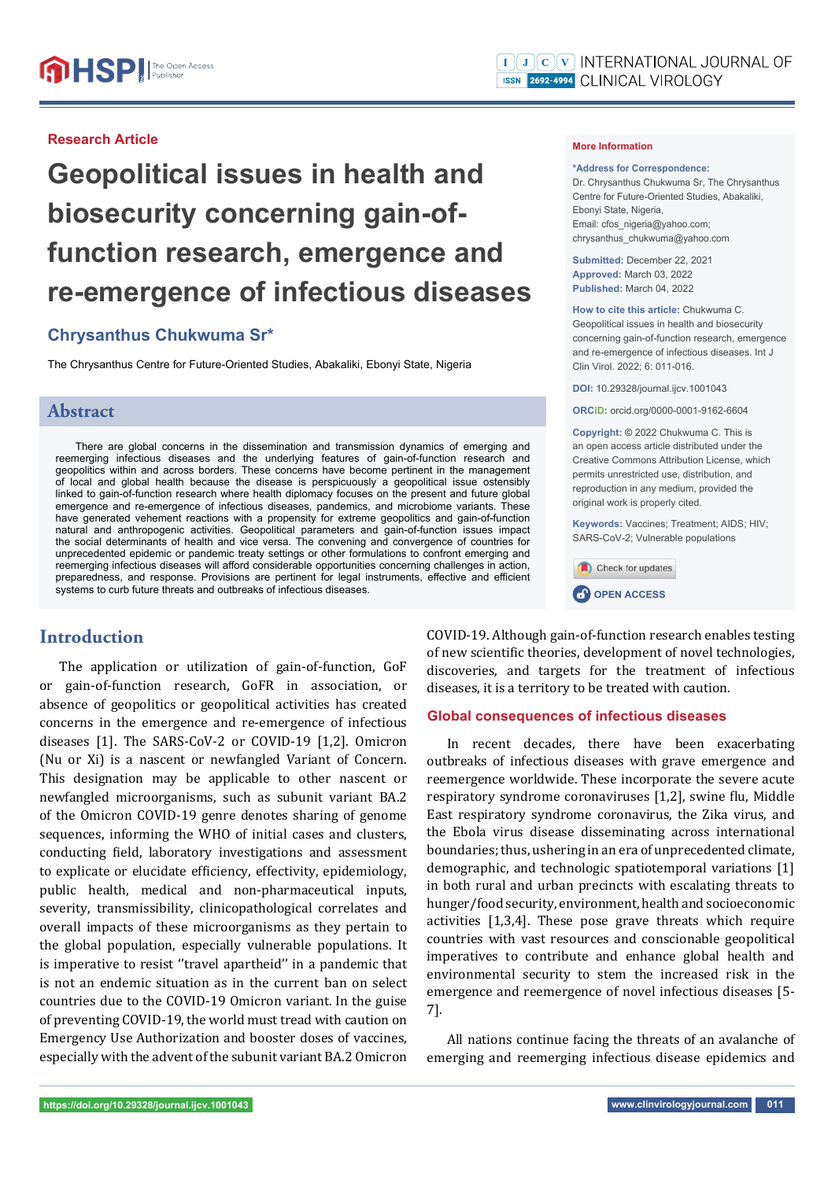Research Article

# Geopolitical issues in health and biosecurity concerning gain-of-function research, emergence and re-emergence of infectious diseases

**Chrysanthus Chukwuma Sr***

The Chrysanthus Centre for Future-Oriented Studies, Abakaliki, Ebonyi State, Nigeria

**More Information**

***Address for Correspondence:** Dr. Chrysanthus Chukwuma Sr, The Chrysanthus Centre for Future-Oriented Studies, Abakaliki, Ebonyi State, Nigeria, Email: cfos_nigeria@yahoo.com; chrysanthus_chukwuma@yahoo.com

**Submitted:** December 22, 2021
**Approved:** March 03, 2022
**Published:** March 04, 2022

**How to cite this article:** Chukwuma C. Geopolitical issues in health and biosecurity concerning gain-of-function research, emergence and re-emergence of infectious diseases. Int J Clin Virol. 2022; 6: 011-016.

**DOI:** 10.29328/journal.ijcv.1001043

**ORCiD:** orcid.org/0000-0001-9162-6604

**Copyright:** © 2022 Chukwuma C. This is an open access article distributed under the Creative Commons Attribution License, which permits unrestricted use, distribution, and reproduction in any medium, provided the original work is properly cited.

**Keywords:** Vaccines; Treatment; AIDS; HIV; SARS-CoV-2; Vulnerable populations

## Abstract

There are global concerns in the dissemination and transmission dynamics of emerging and reemerging infectious diseases and the underlying features of gain-of-function research and geopolitics within and across borders. These concerns have become pertinent in the management of local and global health because the disease is perspicuously a geopolitical issue ostensibly linked to gain-of-function research where health diplomacy focuses on the present and future global emergence and re-emergence of infectious diseases, pandemics, and microbiome variants. These have generated vehement reactions with a propensity for extreme geopolitics and gain-of-function natural and anthropogenic activities. Geopolitical parameters and gain-of-function issues impact the social determinants of health and vice versa. The convening and convergence of countries for unprecedented epidemic or pandemic treaty settings or other formulations to confront emerging and reemerging infectious diseases will afford considerable opportunities concerning challenges in action, preparedness, and response. Provisions are pertinent for legal instruments, effective and efficient systems to curb future threats and outbreaks of infectious diseases.

## Introduction

The application or utilization of gain-of-function, GoF or gain-of-function research, GoFR in association, or absence of geopolitics or geopolitical activities has created concerns in the emergence and re-emergence of infectious diseases [1]. The SARS-CoV-2 or COVID-19 [1,2]. Omicron (Nu or Xi) is a nascent or newfangled Variant of Concern. This designation may be applicable to other nascent or newfangled microorganisms, such as subunit variant BA.2 of the Omicron COVID-19 genre denotes sharing of genome sequences, informing the WHO of initial cases and clusters, conducting field, laboratory investigations and assessment to explicate or elucidate efficiency, effectivity, epidemiology, public health, medical and non-pharmaceutical inputs, severity, transmissibility, clinicopathological correlates and overall impacts of these microorganisms as they pertain to the global population, especially vulnerable populations. It is imperative to resist ''travel apartheid'' in a pandemic that is not an endemic situation as in the current ban on select countries due to the COVID-19 Omicron variant. In the guise of preventing COVID-19, the world must tread with caution on Emergency Use Authorization and booster doses of vaccines, especially with the advent of the subunit variant BA.2 Omicron COVID-19. Although gain-of-function research enables testing of new scientific theories, development of novel technologies, discoveries, and targets for the treatment of infectious diseases, it is a territory to be treated with caution.

### Global consequences of infectious diseases

In recent decades, there have been exacerbating outbreaks of infectious diseases with grave emergence and reemergence worldwide. These incorporate the severe acute respiratory syndrome coronaviruses [1,2], swine flu, Middle East respiratory syndrome coronavirus, the Zika virus, and the Ebola virus disease disseminating across international boundaries; thus, ushering in an era of unprecedented climate, demographic, and technologic spatiotemporal variations [1] in both rural and urban precincts with escalating threats to hunger/food security, environment, health and socioeconomic activities [1,3,4]. These pose grave threats which require countries with vast resources and conscionable geopolitical imperatives to contribute and enhance global health and environmental security to stem the increased risk in the emergence and reemergence of novel infectious diseases [5-7].

All nations continue facing the threats of an avalanche of emerging and reemerging infectious disease epidemics and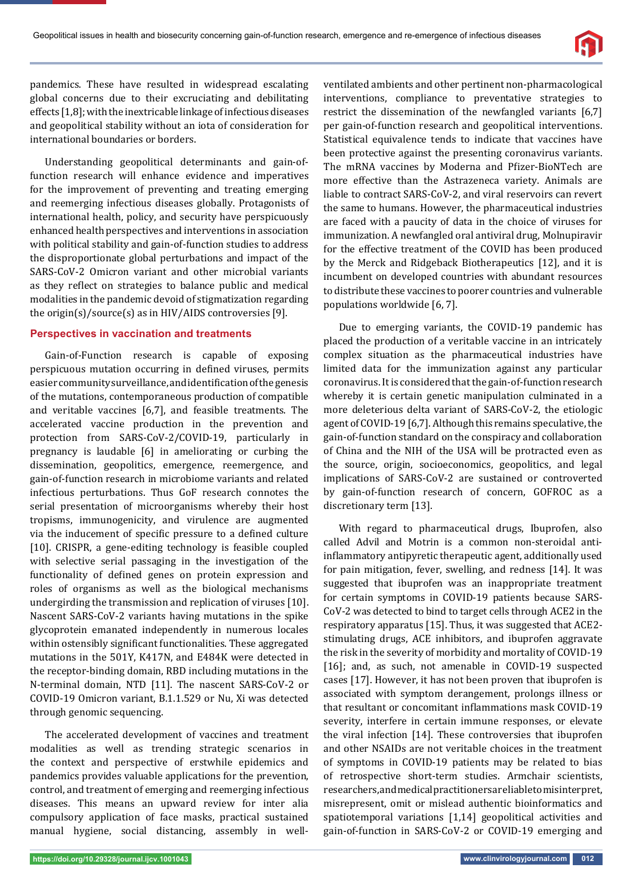pandemics. These have resulted in widespread escalating global concerns due to their excruciating and debilitating effects [1,8]; with the inextricable linkage of infectious diseases and geopolitical stability without an iota of consideration for international boundaries or borders.

Understanding geopolitical determinants and gain-of-function research will enhance evidence and imperatives for the improvement of preventing and treating emerging and reemerging infectious diseases globally. Protagonists of international health, policy, and security have perspicuously enhanced health perspectives and interventions in association with political stability and gain-of-function studies to address the disproportionate global perturbations and impact of the SARS-CoV-2 Omicron variant and other microbial variants as they reflect on strategies to balance public and medical modalities in the pandemic devoid of stigmatization regarding the origin(s)/source(s) as in HIV/AIDS controversies [9].

## Perspectives in vaccination and treatments

Gain-of-Function research is capable of exposing perspicuous mutation occurring in defined viruses, permits easier community surveillance, and identification of the genesis of the mutations, contemporaneous production of compatible and veritable vaccines [6,7], and feasible treatments. The accelerated vaccine production in the prevention and protection from SARS-CoV-2/COVID-19, particularly in pregnancy is laudable [6] in ameliorating or curbing the dissemination, geopolitics, emergence, reemergence, and gain-of-function research in microbiome variants and related infectious perturbations. Thus GoF research connotes the serial presentation of microorganisms whereby their host tropisms, immunogenicity, and virulence are augmented via the inducement of specific pressure to a defined culture [10]. CRISPR, a gene-editing technology is feasible coupled with selective serial passaging in the investigation of the functionality of defined genes on protein expression and roles of organisms as well as the biological mechanisms undergirding the transmission and replication of viruses [10]. Nascent SARS-CoV-2 variants having mutations in the spike glycoprotein emanated independently in numerous locales within ostensibly significant functionalities. These aggregated mutations in the 501Y, K417N, and E484K were detected in the receptor-binding domain, RBD including mutations in the N-terminal domain, NTD [11]. The nascent SARS-CoV-2 or COVID-19 Omicron variant, B.1.1.529 or Nu, Xi was detected through genomic sequencing.

The accelerated development of vaccines and treatment modalities as well as trending strategic scenarios in the context and perspective of erstwhile epidemics and pandemics provides valuable applications for the prevention, control, and treatment of emerging and reemerging infectious diseases. This means an upward review for inter alia compulsory application of face masks, practical sustained manual hygiene, social distancing, assembly in well-ventilated ambients and other pertinent non-pharmacological interventions, compliance to preventative strategies to restrict the dissemination of the newfangled variants [6,7] per gain-of-function research and geopolitical interventions. Statistical equivalence tends to indicate that vaccines have been protective against the presenting coronavirus variants. The mRNA vaccines by Moderna and Pfizer-BioNTech are more effective than the Astrazeneca variety. Animals are liable to contract SARS-CoV-2, and viral reservoirs can revert the same to humans. However, the pharmaceutical industries are faced with a paucity of data in the choice of viruses for immunization. A newfangled oral antiviral drug, Molnupiravir for the effective treatment of the COVID has been produced by the Merck and Ridgeback Biotherapeutics [12], and it is incumbent on developed countries with abundant resources to distribute these vaccines to poorer countries and vulnerable populations worldwide [6, 7].

Due to emerging variants, the COVID-19 pandemic has placed the production of a veritable vaccine in an intricately complex situation as the pharmaceutical industries have limited data for the immunization against any particular coronavirus. It is considered that the gain-of-function research whereby it is certain genetic manipulation culminated in a more deleterious delta variant of SARS-CoV-2, the etiologic agent of COVID-19 [6,7]. Although this remains speculative, the gain-of-function standard on the conspiracy and collaboration of China and the NIH of the USA will be protracted even as the source, origin, socioeconomics, geopolitics, and legal implications of SARS-CoV-2 are sustained or controverted by gain-of-function research of concern, GOFROC as a discretionary term [13].

With regard to pharmaceutical drugs, Ibuprofen, also called Advil and Motrin is a common non-steroidal anti-inflammatory antipyretic therapeutic agent, additionally used for pain mitigation, fever, swelling, and redness [14]. It was suggested that ibuprofen was an inappropriate treatment for certain symptoms in COVID-19 patients because SARS-CoV-2 was detected to bind to target cells through ACE2 in the respiratory apparatus [15]. Thus, it was suggested that ACE2-stimulating drugs, ACE inhibitors, and ibuprofen aggravate the risk in the severity of morbidity and mortality of COVID-19 [16]; and, as such, not amenable in COVID-19 suspected cases [17]. However, it has not been proven that ibuprofen is associated with symptom derangement, prolongs illness or that resultant or concomitant inflammations mask COVID-19 severity, interfere in certain immune responses, or elevate the viral infection [14]. These controversies that ibuprofen and other NSAIDs are not veritable choices in the treatment of symptoms in COVID-19 patients may be related to bias of retrospective short-term studies. Armchair scientists, researchers, and medical practitioners are liable to misinterpret, misrepresent, omit or mislead authentic bioinformatics and spatiotemporal variations [1,14] geopolitical activities and gain-of-function in SARS-CoV-2 or COVID-19 emerging and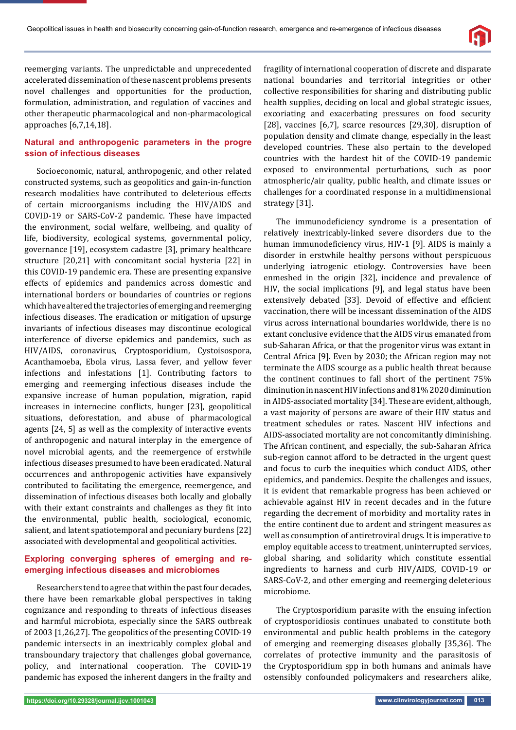reemerging variants. The unpredictable and unprecedented accelerated dissemination of these nascent problems presents novel challenges and opportunities for the production, formulation, administration, and regulation of vaccines and other therapeutic pharmacological and non-pharmacological approaches [6,7,14,18].

## Natural and anthropogenic parameters in the progression of infectious diseases

Socioeconomic, natural, anthropogenic, and other related constructed systems, such as geopolitics and gain-in-function research modalities have contributed to deleterious effects of certain microorganisms including the HIV/AIDS and COVID-19 or SARS-CoV-2 pandemic. These have impacted the environment, social welfare, wellbeing, and quality of life, biodiversity, ecological systems, governmental policy, governance [19], ecosystem cadastre [3], primary healthcare structure [20,21] with concomitant social hysteria [22] in this COVID-19 pandemic era. These are presenting expansive effects of epidemics and pandemics across domestic and international borders or boundaries of countries or regions which have altered the trajectories of emerging and reemerging infectious diseases. The eradication or mitigation of upsurge invariants of infectious diseases may discontinue ecological interference of diverse epidemics and pandemics, such as HIV/AIDS, coronavirus, Cryptosporidium, Cystoisospora, Acanthamoeba, Ebola virus, Lassa fever, and yellow fever infections and infestations [1]. Contributing factors to emerging and reemerging infectious diseases include the expansive increase of human population, migration, rapid increases in internecine conflicts, hunger [23], geopolitical situations, deforestation, and abuse of pharmacological agents [24, 5] as well as the complexity of interactive events of anthropogenic and natural interplay in the emergence of novel microbial agents, and the reemergence of erstwhile infectious diseases presumed to have been eradicated. Natural occurrences and anthropogenic activities have expansively contributed to facilitating the emergence, reemergence, and dissemination of infectious diseases both locally and globally with their extant constraints and challenges as they fit into the environmental, public health, sociological, economic, salient, and latent spatiotemporal and pecuniary burdens [22] associated with developmental and geopolitical activities.

## Exploring converging spheres of emerging and re-emerging infectious diseases and microbiomes

Researchers tend to agree that within the past four decades, there have been remarkable global perspectives in taking cognizance and responding to threats of infectious diseases and harmful microbiota, especially since the SARS outbreak of 2003 [1,26,27]. The geopolitics of the presenting COVID-19 pandemic intersects in an inextricably complex global and transboundary trajectory that challenges global governance, policy, and international cooperation. The COVID-19 pandemic has exposed the inherent dangers in the frailty and fragility of international cooperation of discrete and disparate national boundaries and territorial integrities or other collective responsibilities for sharing and distributing public health supplies, deciding on local and global strategic issues, exacerbating and exacerbating pressures on food security [28], vaccines [6,7], scarce resources [29,30], disruption of population density and climate change, especially in the least developed countries. These also pertain to the developed countries with the hardest hit of the COVID-19 pandemic exposed to environmental perturbations, such as poor atmospheric/air quality, public health, and climate issues or challenges for a coordinated response in a multidimensional strategy [31].

The immunodeficiency syndrome is a presentation of relatively inextricably-linked severe disorders due to the human immunodeficiency virus, HIV-1 [9]. AIDS is mainly a disorder in erstwhile healthy persons without perspicuous underlying iatrogenic etiology. Controversies have been enmeshed in the origin [32], incidence and prevalence of HIV, the social implications [9], and legal status have been extensively debated [33]. Devoid of effective and efficient vaccination, there will be incessant dissemination of the AIDS virus across international boundaries worldwide, there is no extant conclusive evidence that the AIDS virus emanated from sub-Saharan Africa, or that the progenitor virus was extant in Central Africa [9]. Even by 2030; the African region may not terminate the AIDS scourge as a public health threat because the continent continues to fall short of the pertinent 75% diminution in nascent HIV infections and 81% 2020 diminution in AIDS-associated mortality [34]. These are evident, although, a vast majority of persons are aware of their HIV status and treatment schedules or rates. Nascent HIV infections and AIDS-associated mortality are not concomitantly diminishing. The African continent, and especially, the sub-Saharan Africa sub-region cannot afford to be detracted in the urgent quest and focus to curb the inequities which conduct AIDS, other epidemics, and pandemics. Despite the challenges and issues, it is evident that remarkable progress has been achieved or achievable against HIV in recent decades and in the future regarding the decrement of morbidity and mortality rates in the entire continent due to ardent and stringent measures as well as consumption of antiretroviral drugs. It is imperative to employ equitable access to treatment, uninterrupted services, global sharing, and solidarity which constitute essential ingredients to harness and curb HIV/AIDS, COVID-19 or SARS-CoV-2, and other emerging and reemerging deleterious microbiome.

The Cryptosporidium parasite with the ensuing infection of cryptosporidiosis continues unabated to constitute both environmental and public health problems in the category of emerging and reemerging diseases globally [35,36]. The correlates of protective immunity and the parasitosis of the Cryptosporidium spp in both humans and animals have ostensibly confounded policymakers and researchers alike,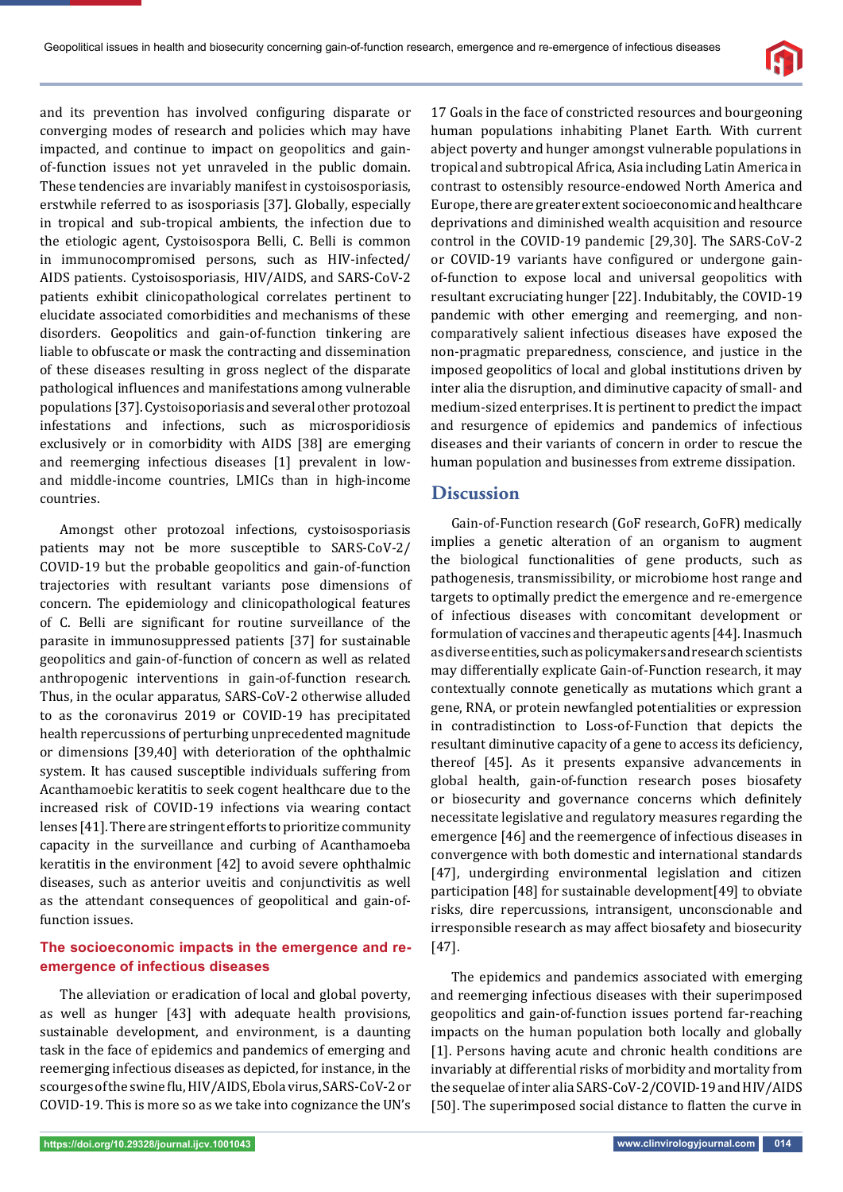and its prevention has involved configuring disparate or converging modes of research and policies which may have impacted, and continue to impact on geopolitics and gain-of-function issues not yet unraveled in the public domain. These tendencies are invariably manifest in cystoisosporiasis, erstwhile referred to as isosporiasis [37]. Globally, especially in tropical and sub-tropical ambients, the infection due to the etiologic agent, Cystoisospora Belli, C. Belli is common in immunocompromised persons, such as HIV-infected/AIDS patients. Cystoisosporiasis, HIV/AIDS, and SARS-CoV-2 patients exhibit clinicopathological correlates pertinent to elucidate associated comorbidities and mechanisms of these disorders. Geopolitics and gain-of-function tinkering are liable to obfuscate or mask the contracting and dissemination of these diseases resulting in gross neglect of the disparate pathological influences and manifestations among vulnerable populations [37]. Cystoisosporiasis and several other protozoal infestations and infections, such as microsporidiosis exclusively or in comorbidity with AIDS [38] are emerging and reemerging infectious diseases [1] prevalent in low- and middle-income countries, LMICs than in high-income countries.

Amongst other protozoal infections, cystoisosporiasis patients may not be more susceptible to SARS-CoV-2/COVID-19 but the probable geopolitics and gain-of-function trajectories with resultant variants pose dimensions of concern. The epidemiology and clinicopathological features of C. Belli are significant for routine surveillance of the parasite in immunosuppressed patients [37] for sustainable geopolitics and gain-of-function of concern as well as related anthropogenic interventions in gain-of-function research. Thus, in the ocular apparatus, SARS-CoV-2 otherwise alluded to as the coronavirus 2019 or COVID-19 has precipitated health repercussions of perturbing unprecedented magnitude or dimensions [39,40] with deterioration of the ophthalmic system. It has caused susceptible individuals suffering from Acanthamoebic keratitis to seek cogent healthcare due to the increased risk of COVID-19 infections via wearing contact lenses [41]. There are stringent efforts to prioritize community capacity in the surveillance and curbing of Acanthamoeba keratitis in the environment [42] to avoid severe ophthalmic diseases, such as anterior uveitis and conjunctivitis as well as the attendant consequences of geopolitical and gain-of-function issues.

### The socioeconomic impacts in the emergence and re-emergence of infectious diseases

The alleviation or eradication of local and global poverty, as well as hunger [43] with adequate health provisions, sustainable development, and environment, is a daunting task in the face of epidemics and pandemics of emerging and reemerging infectious diseases as depicted, for instance, in the scourges of the swine flu, HIV/AIDS, Ebola virus, SARS-CoV-2 or COVID-19. This is more so as we take into cognizance the UN's 17 Goals in the face of constricted resources and bourgeoning human populations inhabiting Planet Earth. With current abject poverty and hunger amongst vulnerable populations in tropical and subtropical Africa, Asia including Latin America in contrast to ostensibly resource-endowed North America and Europe, there are greater extent socioeconomic and healthcare deprivations and diminished wealth acquisition and resource control in the COVID-19 pandemic [29,30]. The SARS-CoV-2 or COVID-19 variants have configured or undergone gain-of-function to expose local and universal geopolitics with resultant excruciating hunger [22]. Indubitably, the COVID-19 pandemic with other emerging and reemerging, and non-comparatively salient infectious diseases have exposed the non-pragmatic preparedness, conscience, and justice in the imposed geopolitics of local and global institutions driven by inter alia the disruption, and diminutive capacity of small- and medium-sized enterprises. It is pertinent to predict the impact and resurgence of epidemics and pandemics of infectious diseases and their variants of concern in order to rescue the human population and businesses from extreme dissipation.

## Discussion

Gain-of-Function research (GoF research, GoFR) medically implies a genetic alteration of an organism to augment the biological functionalities of gene products, such as pathogenesis, transmissibility, or microbiome host range and targets to optimally predict the emergence and re-emergence of infectious diseases with concomitant development or formulation of vaccines and therapeutic agents [44]. Inasmuch as diverse entities, such as policymakers and research scientists may differentially explicate Gain-of-Function research, it may contextually connote genetically as mutations which grant a gene, RNA, or protein newfangled potentialities or expression in contradistinction to Loss-of-Function that depicts the resultant diminutive capacity of a gene to access its deficiency, thereof [45]. As it presents expansive advancements in global health, gain-of-function research poses biosafety or biosecurity and governance concerns which definitely necessitate legislative and regulatory measures regarding the emergence [46] and the reemergence of infectious diseases in convergence with both domestic and international standards [47], undergirding environmental legislation and citizen participation [48] for sustainable development[49] to obviate risks, dire repercussions, intransigent, unconscionable and irresponsible research as may affect biosafety and biosecurity [47].

The epidemics and pandemics associated with emerging and reemerging infectious diseases with their superimposed geopolitics and gain-of-function issues portend far-reaching impacts on the human population both locally and globally [1]. Persons having acute and chronic health conditions are invariably at differential risks of morbidity and mortality from the sequelae of inter alia SARS-CoV-2/COVID-19 and HIV/AIDS [50]. The superimposed social distance to flatten the curve in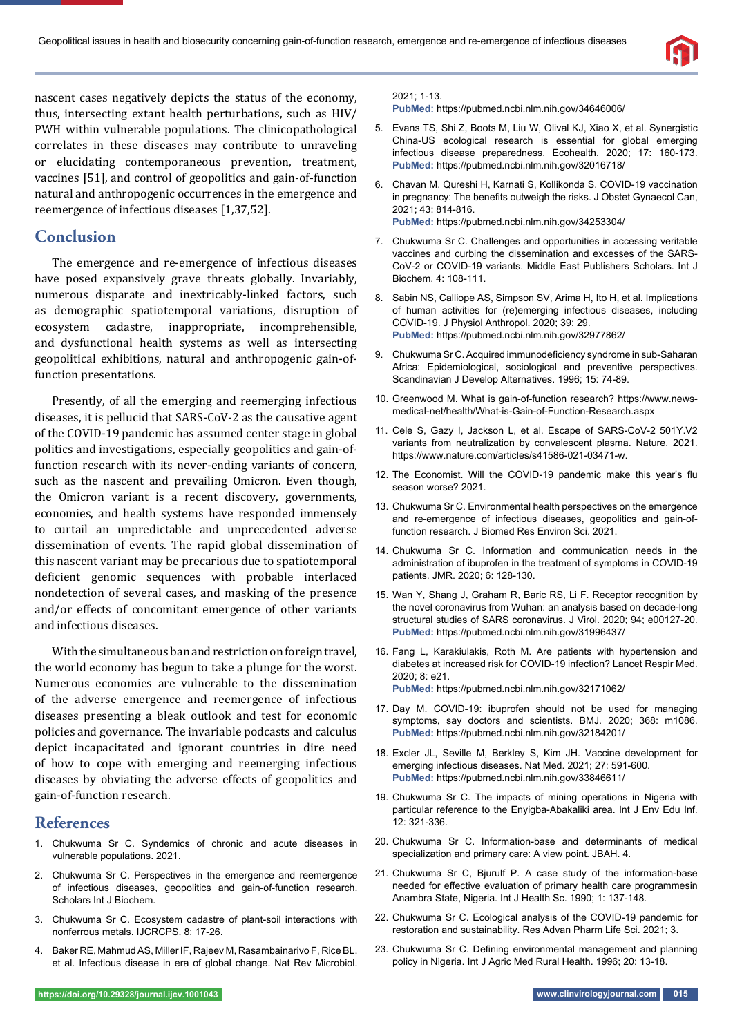nascent cases negatively depicts the status of the economy, thus, intersecting extant health perturbations, such as HIV/PWH within vulnerable populations. The clinicopathological correlates in these diseases may contribute to unraveling or elucidating contemporaneous prevention, treatment, vaccines [51], and control of geopolitics and gain-of-function natural and anthropogenic occurrences in the emergence and reemergence of infectious diseases [1,37,52].

## Conclusion

The emergence and re-emergence of infectious diseases have posed expansively grave threats globally. Invariably, numerous disparate and inextricably-linked factors, such as demographic spatiotemporal variations, disruption of ecosystem cadastre, inappropriate, incomprehensible, and dysfunctional health systems as well as intersecting geopolitical exhibitions, natural and anthropogenic gain-of-function presentations.

Presently, of all the emerging and reemerging infectious diseases, it is pellucid that SARS-CoV-2 as the causative agent of the COVID-19 pandemic has assumed center stage in global politics and investigations, especially geopolitics and gain-of-function research with its never-ending variants of concern, such as the nascent and prevailing Omicron. Even though, the Omicron variant is a recent discovery, governments, economies, and health systems have responded immensely to curtail an unpredictable and unprecedented adverse dissemination of events. The rapid global dissemination of this nascent variant may be precarious due to spatiotemporal deficient genomic sequences with probable interlaced nondetection of several cases, and masking of the presence and/or effects of concomitant emergence of other variants and infectious diseases.

With the simultaneous ban and restriction on foreign travel, the world economy has begun to take a plunge for the worst. Numerous economies are vulnerable to the dissemination of the adverse emergence and reemergence of infectious diseases presenting a bleak outlook and test for economic policies and governance. The invariable podcasts and calculus depict incapacitated and ignorant countries in dire need of how to cope with emerging and reemerging infectious diseases by obviating the adverse effects of geopolitics and gain-of-function research.

## References

1. Chukwuma Sr C. Syndemics of chronic and acute diseases in vulnerable populations. 2021.
2. Chukwuma Sr C. Perspectives in the emergence and reemergence of infectious diseases, geopolitics and gain-of-function research. Scholars Int J Biochem.
3. Chukwuma Sr C. Ecosystem cadastre of plant-soil interactions with nonferrous metals. IJCRCPS. 8: 17-26.
4. Baker RE, Mahmud AS, Miller IF, Rajeev M, Rasambainarivo F, Rice BL. et al. Infectious disease in era of global change. Nat Rev Microbiol. 2021; 1-13.
   **PubMed:** https://pubmed.ncbi.nlm.nih.gov/34646006/
5. Evans TS, Shi Z, Boots M, Liu W, Olival KJ, Xiao X, et al. Synergistic China-US ecological research is essential for global emerging infectious disease preparedness. Ecohealth. 2020; 17: 160-173.
   **PubMed:** https://pubmed.ncbi.nlm.nih.gov/32016718/
6. Chavan M, Qureshi H, Karnati S, Kollikonda S. COVID-19 vaccination in pregnancy: The benefits outweigh the risks. J Obstet Gynaecol Can, 2021; 43: 814-816.
   **PubMed:** https://pubmed.ncbi.nlm.nih.gov/34253304/
7. Chukwuma Sr C. Challenges and opportunities in accessing veritable vaccines and curbing the dissemination and excesses of the SARS-CoV-2 or COVID-19 variants. Middle East Publishers Scholars. Int J Biochem. 4: 108-111.
8. Sabin NS, Calliope AS, Simpson SV, Arima H, Ito H, et al. Implications of human activities for (re)emerging infectious diseases, including COVID-19. J Physiol Anthropol. 2020; 39: 29.
   **PubMed:** https://pubmed.ncbi.nlm.nih.gov/32977862/
9. Chukwuma Sr C. Acquired immunodeficiency syndrome in sub-Saharan Africa: Epidemiological, sociological and preventive perspectives. Scandinavian J Develop Alternatives. 1996; 15: 74-89.
10. Greenwood M. What is gain-of-function research? https://www.news-medical-net/health/What-is-Gain-of-Function-Research.aspx
11. Cele S, Gazy I, Jackson L, et al. Escape of SARS-CoV-2 501Y.V2 variants from neutralization by convalescent plasma. Nature. 2021. https://www.nature.com/articles/s41586-021-03471-w.
12. The Economist. Will the COVID-19 pandemic make this year's flu season worse? 2021.
13. Chukwuma Sr C. Environmental health perspectives on the emergence and re-emergence of infectious diseases, geopolitics and gain-of-function research. J Biomed Res Environ Sci. 2021.
14. Chukwuma Sr C. Information and communication needs in the administration of ibuprofen in the treatment of symptoms in COVID-19 patients. JMR. 2020; 6: 128-130.
15. Wan Y, Shang J, Graham R, Baric RS, Li F. Receptor recognition by the novel coronavirus from Wuhan: an analysis based on decade-long structural studies of SARS coronavirus. J Virol. 2020; 94; e00127-20.
    **PubMed:** https://pubmed.ncbi.nlm.nih.gov/31996437/
16. Fang L, Karakiulakis, Roth M. Are patients with hypertension and diabetes at increased risk for COVID-19 infection? Lancet Respir Med. 2020; 8: e21.
    **PubMed:** https://pubmed.ncbi.nlm.nih.gov/32171062/
17. Day M. COVID-19: ibuprofen should not be used for managing symptoms, say doctors and scientists. BMJ. 2020; 368: m1086.
    **PubMed:** https://pubmed.ncbi.nlm.nih.gov/32184201/
18. Excler JL, Seville M, Berkley S, Kim JH. Vaccine development for emerging infectious diseases. Nat Med. 2021; 27: 591-600.
    **PubMed:** https://pubmed.ncbi.nlm.nih.gov/33846611/
19. Chukwuma Sr C. The impacts of mining operations in Nigeria with particular reference to the Enyigba-Abakaliki area. Int J Env Edu Inf. 12: 321-336.
20. Chukwuma Sr C. Information-base and determinants of medical specialization and primary care: A view point. JBAH. 4.
21. Chukwuma Sr C, Bjurulf P. A case study of the information-base needed for effective evaluation of primary health care programmesin Anambra State, Nigeria. Int J Health Sc. 1990; 1: 137-148.
22. Chukwuma Sr C. Ecological analysis of the COVID-19 pandemic for restoration and sustainability. Res Advan Pharm Life Sci. 2021; 3.
23. Chukwuma Sr C. Defining environmental management and planning policy in Nigeria. Int J Agric Med Rural Health. 1996; 20: 13-18.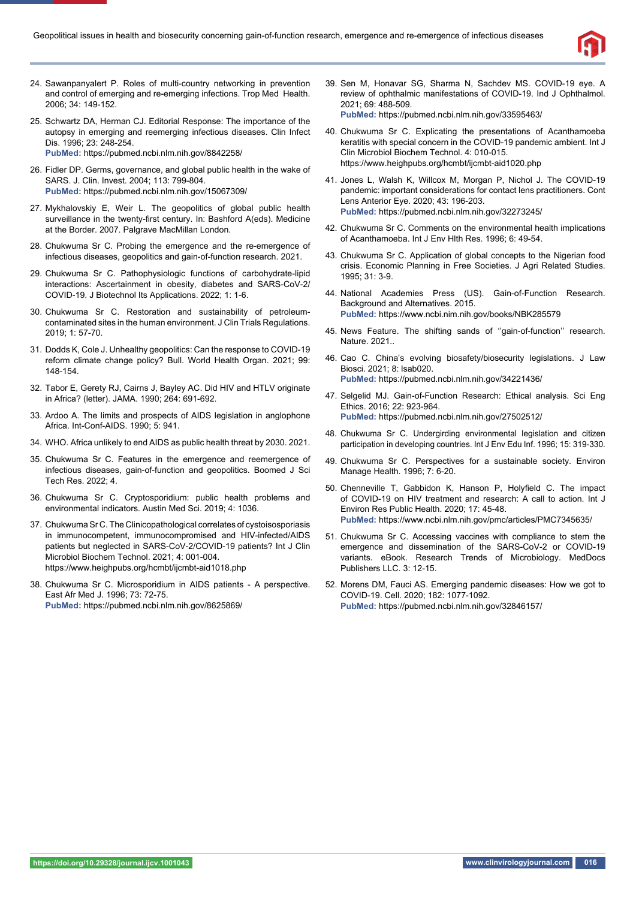24. Sawanpanyalert P. Roles of multi-country networking in prevention and control of emerging and re-emerging infections. Trop Med Health. 2006; 34: 149-152.
25. Schwartz DA, Herman CJ. Editorial Response: The importance of the autopsy in emerging and reemerging infectious diseases. Clin Infect Dis. 1996; 23: 248-254.
**PubMed:** https://pubmed.ncbi.nlm.nih.gov/8842258/
26. Fidler DP. Germs, governance, and global public health in the wake of SARS. J. Clin. Invest. 2004; 113: 799-804.
**PubMed:** https://pubmed.ncbi.nlm.nih.gov/15067309/
27. Mykhalovskiy E, Weir L. The geopolitics of global public health surveillance in the twenty-first century. In: Bashford A(eds). Medicine at the Border. 2007. Palgrave MacMillan London.
28. Chukwuma Sr C. Probing the emergence and the re-emergence of infectious diseases, geopolitics and gain-of-function research. 2021.
29. Chukwuma Sr C. Pathophysiologic functions of carbohydrate-lipid interactions: Ascertainment in obesity, diabetes and SARS-CoV-2/COVID-19. J Biotechnol Its Applications. 2022; 1: 1-6.
30. Chukwuma Sr C. Restoration and sustainability of petroleum-contaminated sites in the human environment. J Clin Trials Regulations. 2019; 1: 57-70.
31. Dodds K, Cole J. Unhealthy geopolitics: Can the response to COVID-19 reform climate change policy? Bull. World Health Organ. 2021; 99: 148-154.
32. Tabor E, Gerety RJ, Cairns J, Bayley AC. Did HIV and HTLV originate in Africa? (letter). JAMA. 1990; 264: 691-692.
33. Ardoo A. The limits and prospects of AIDS legislation in anglophone Africa. Int-Conf-AIDS. 1990; 5: 941.
34. WHO. Africa unlikely to end AIDS as public health threat by 2030. 2021.
35. Chukwuma Sr C. Features in the emergence and reemergence of infectious diseases, gain-of-function and geopolitics. Boomed J Sci Tech Res. 2022; 4.
36. Chukwuma Sr C. Cryptosporidium: public health problems and environmental indicators. Austin Med Sci. 2019; 4: 1036.
37. Chukwuma Sr C. The Clinicopathological correlates of cystoisosporiasis in immunocompetent, immunocompromised and HIV-infected/AIDS patients but neglected in SARS-CoV-2/COVID-19 patients? Int J Clin Microbiol Biochem Technol. 2021; 4: 001-004.
https://www.heighpubs.org/hcmbt/ijcmbt-aid1018.php
38. Chukwuma Sr C. Microsporidium in AIDS patients - A perspective. East Afr Med J. 1996; 73: 72-75.
**PubMed:** https://pubmed.ncbi.nlm.nih.gov/8625869/
39. Sen M, Honavar SG, Sharma N, Sachdev MS. COVID-19 eye. A review of ophthalmic manifestations of COVID-19. Ind J Ophthalmol. 2021; 69: 488-509.
**PubMed:** https://pubmed.ncbi.nlm.nih.gov/33595463/
40. Chukwuma Sr C. Explicating the presentations of Acanthamoeba keratitis with special concern in the COVID-19 pandemic ambient. Int J Clin Microbiol Biochem Technol. 4: 010-015.
https://www.heighpubs.org/hcmbt/ijcmbt-aid1020.php
41. Jones L, Walsh K, Willcox M, Morgan P, Nichol J. The COVID-19 pandemic: important considerations for contact lens practitioners. Cont Lens Anterior Eye. 2020; 43: 196-203.
**PubMed:** https://pubmed.ncbi.nlm.nih.gov/32273245/
42. Chukwuma Sr C. Comments on the environmental health implications of Acanthamoeba. Int J Env Hlth Res. 1996; 6: 49-54.
43. Chukwuma Sr C. Application of global concepts to the Nigerian food crisis. Economic Planning in Free Societies. J Agri Related Studies. 1995; 31: 3-9.
44. National Academies Press (US). Gain-of-Function Research. Background and Alternatives. 2015.
**PubMed:** https://www.ncbi.nim.nih.gov/books/NBK285579
45. News Feature. The shifting sands of ''gain-of-function'' research. Nature. 2021..
46. Cao C. China's evolving biosafety/biosecurity legislations. J Law Biosci. 2021; 8: lsab020.
**PubMed:** https://pubmed.ncbi.nlm.nih.gov/34221436/
47. Selgelid MJ. Gain-of-Function Research: Ethical analysis. Sci Eng Ethics. 2016; 22: 923-964.
**PubMed:** https://pubmed.ncbi.nlm.nih.gov/27502512/
48. Chukwuma Sr C. Undergirding environmental legislation and citizen participation in developing countries. Int J Env Edu Inf. 1996; 15: 319-330.
49. Chukwuma Sr C. Perspectives for a sustainable society. Environ Manage Health. 1996; 7: 6-20.
50. Chenneville T, Gabbidon K, Hanson P, Holyfield C. The impact of COVID-19 on HIV treatment and research: A call to action. Int J Environ Res Public Health. 2020; 17: 45-48.
**PubMed:** https://www.ncbi.nlm.nih.gov/pmc/articles/PMC7345635/
51. Chukwuma Sr C. Accessing vaccines with compliance to stem the emergence and dissemination of the SARS-CoV-2 or COVID-19 variants. eBook. Research Trends of Microbiology. MedDocs Publishers LLC. 3: 12-15.
52. Morens DM, Fauci AS. Emerging pandemic diseases: How we got to COVID-19. Cell. 2020; 182: 1077-1092.
**PubMed:** https://pubmed.ncbi.nlm.nih.gov/32846157/